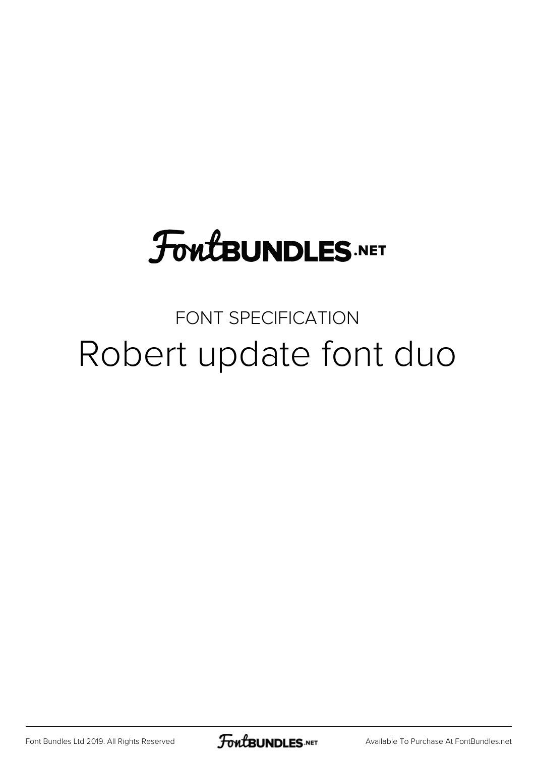FontBUNDLES.NET

FONT SPECIFICATION

# Robert update font duo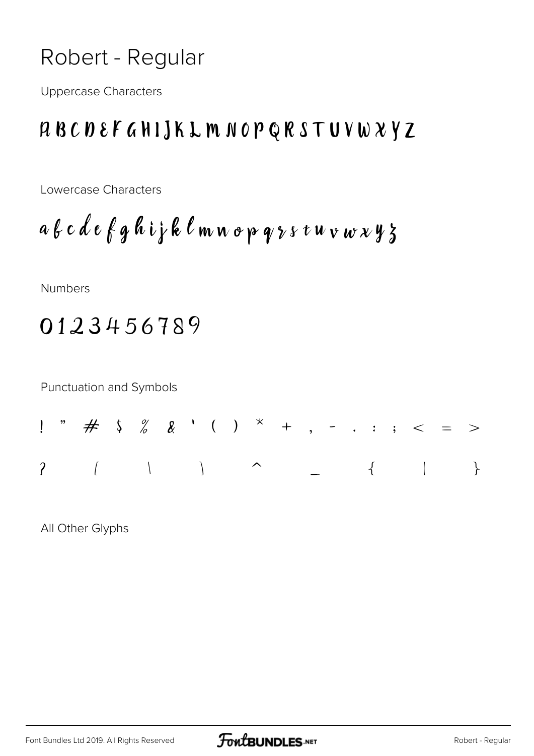# Robert - Regular

Uppercase Characters

A B C D E F G H I J K L M N O P Q R S T U V W X Y Z

Lowercase Characters

a b c d e f g h i j k l m n o p q r s t u v w x y z

Numbers

0 1 2 3 4 5 6 7 8 9

Punctuation and Symbols

! " # $ % & ' ( ) * + , - . : ; < = >

? [ \ ] ^ _ { | }

All Other Glyphs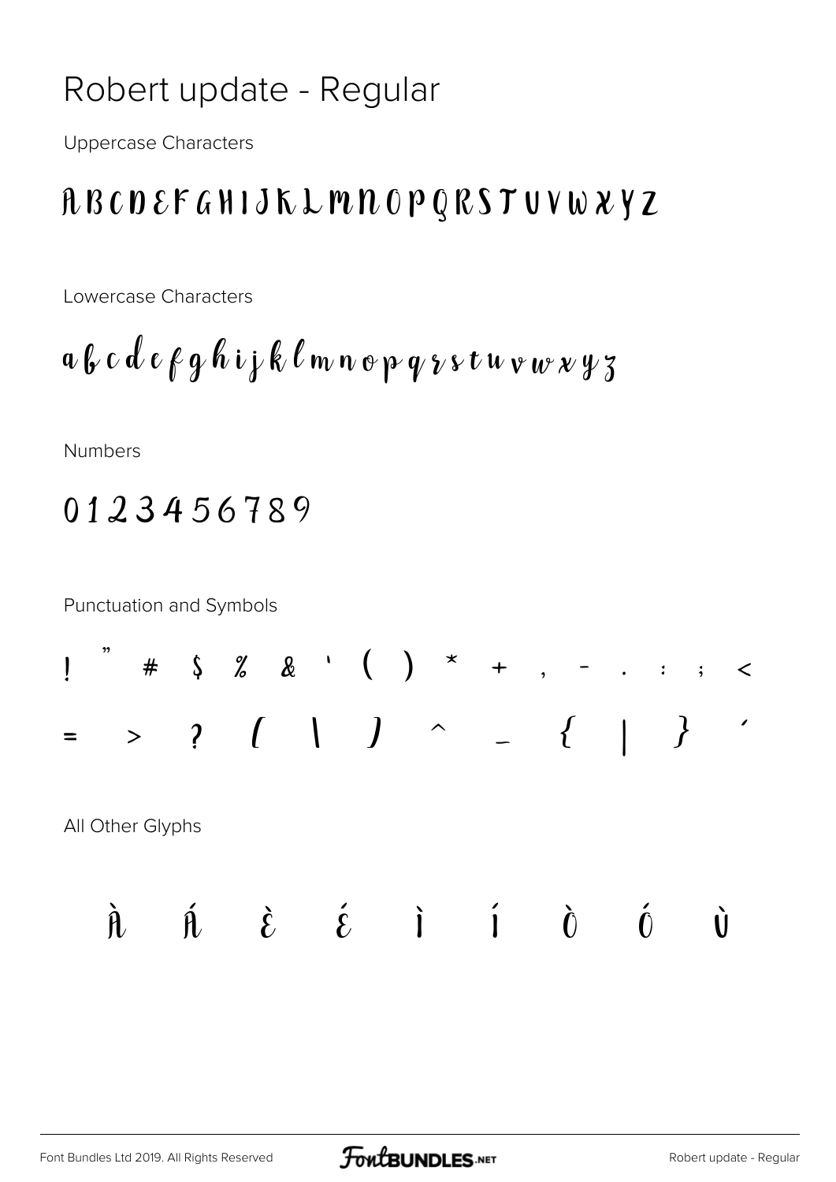# Robert update - Regular

Uppercase Characters

A B C D E F G H I J K L M N O P Q R S T U V W X Y Z

Lowercase Characters

a b c d e f g h i j k l m n o p q r s t u v w x y z

Numbers

0 1 2 3 4 5 6 7 8 9

Punctuation and Symbols

! " # $ % & ' ( ) * + , - . : ; <

= > ? [ \ ] ^ _ { | } ´

All Other Glyphs

À Á È É Ì Í Ò Ó Ù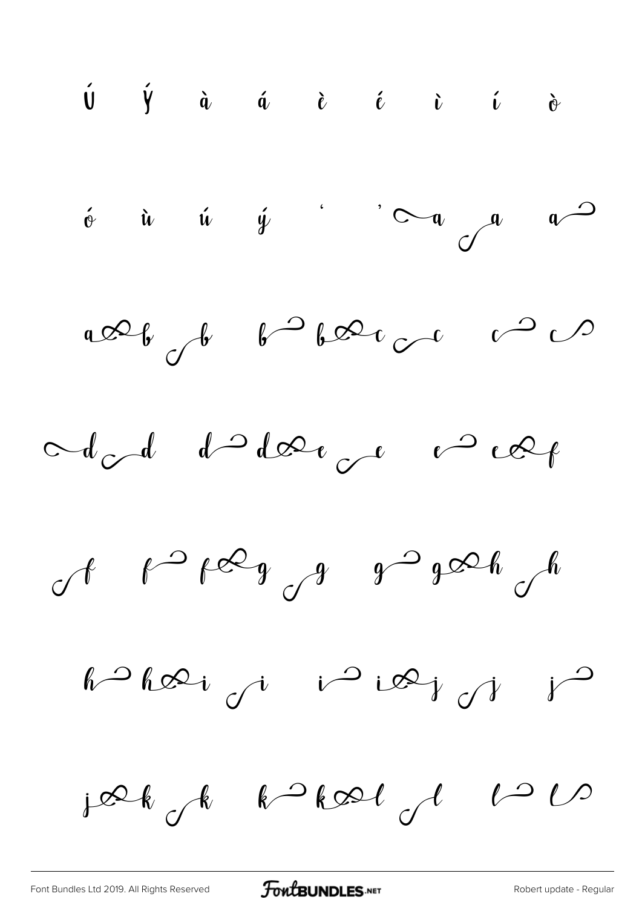Ú Ý à á è é ì í ò

ó ù ú ý ' ' a a a

a b b b b c c c c

d d d d e e e e f

f f f g g g g h h

h h i i i i j j j

j k k k k l l l l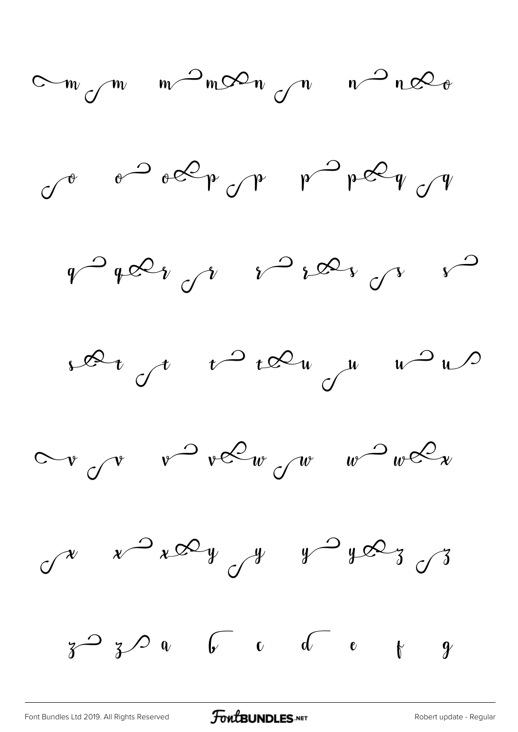m m m m n n n n o

o o o p p p p q q

q q r r r r s s s

s t t t t u u u u

v v v v w w w w x

x x x y y y y z z

z z a b c d e f g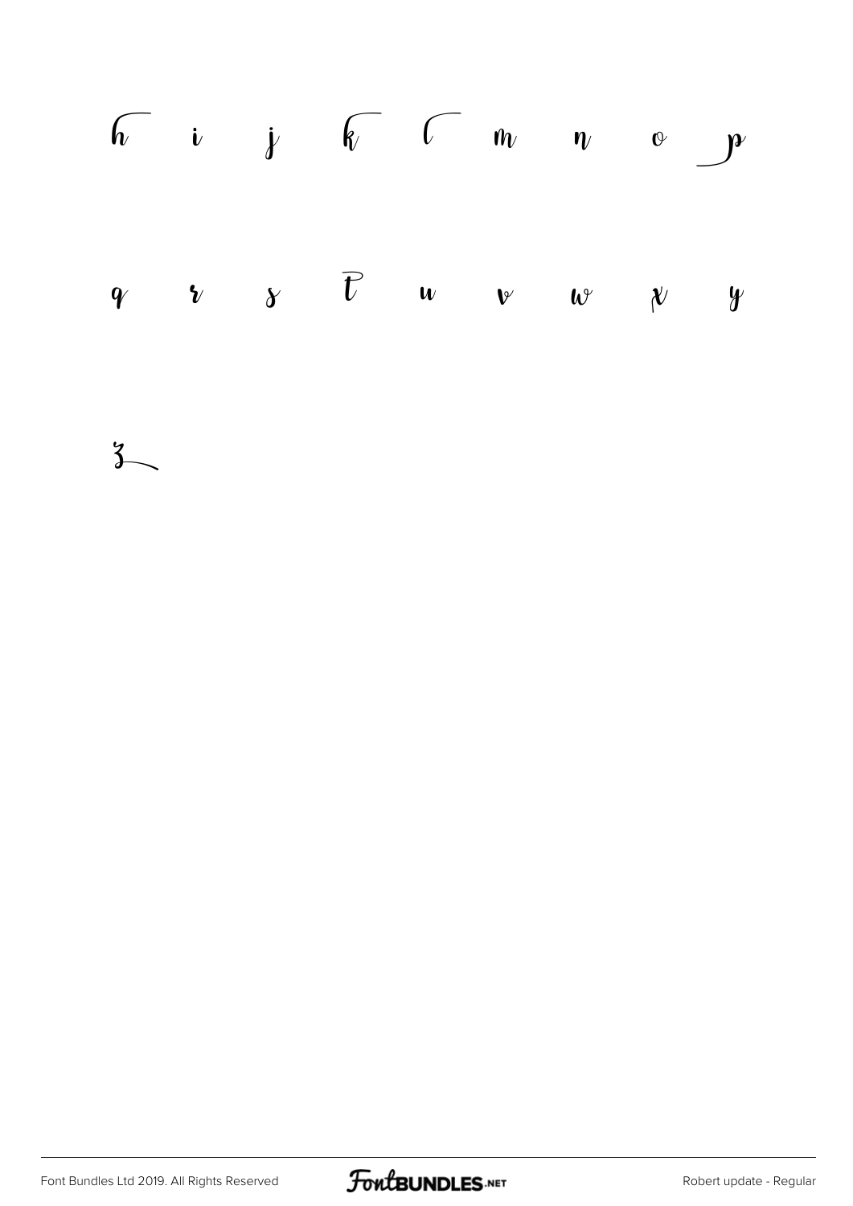h i j k l m n o p

q r s t u v w x y

z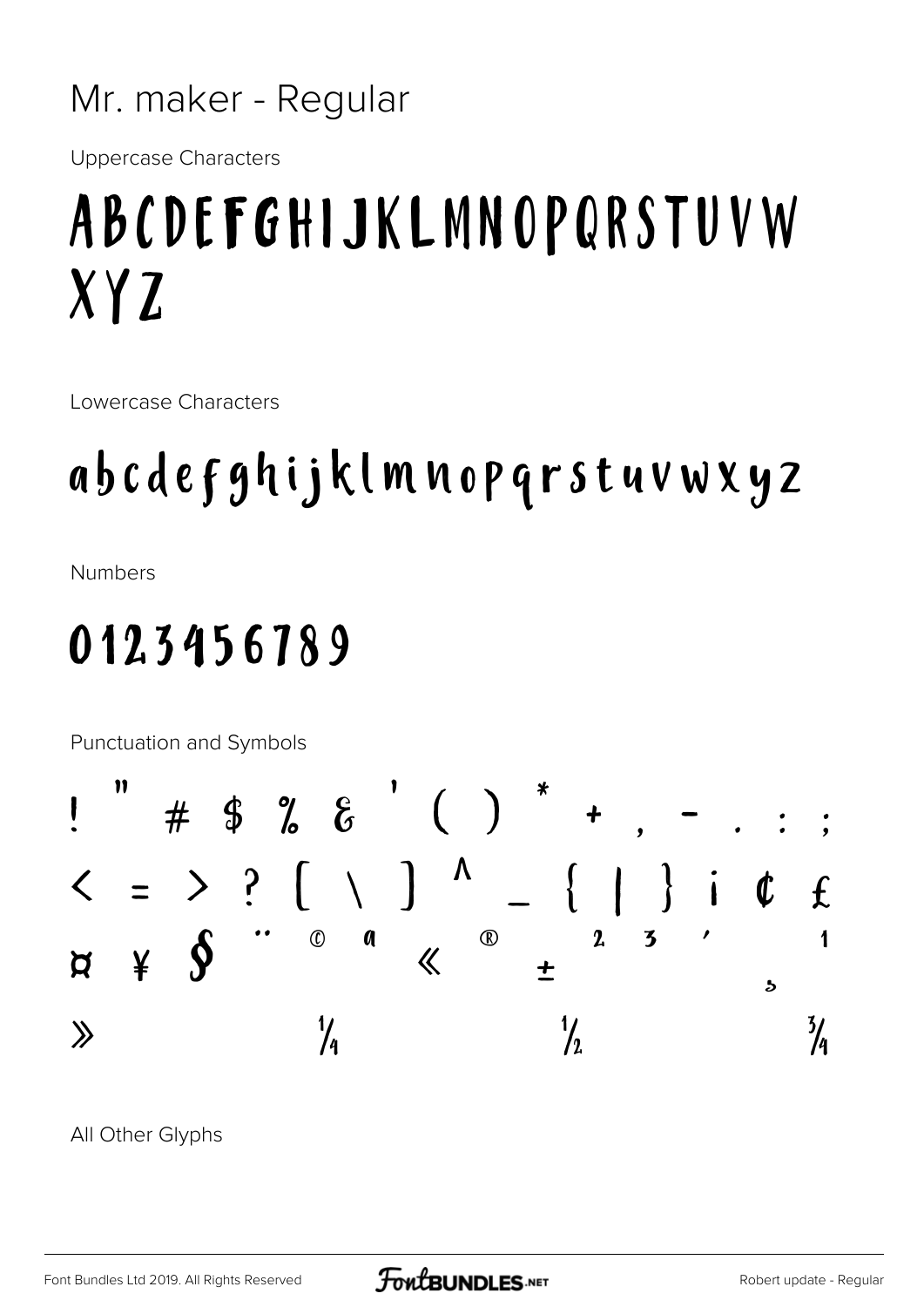Mr. maker - Regular

Uppercase Characters

# ABCDEFGHIJKLMNOPQRSTUVW XYZ

Lowercase Characters

# abcdefghijklmnopqrstuvwxyz

Numbers

# 0123456789

Punctuation and Symbols

! " # $ % & ' ( ) * + , - . : ;

< = > ? [ \ ] ^ _ { | } ¡ ¢ £

¤ ¥ § ¨ © ª « ® ± ² ³ ´ ¸ ¹

» ¼ ½ ¾

All Other Glyphs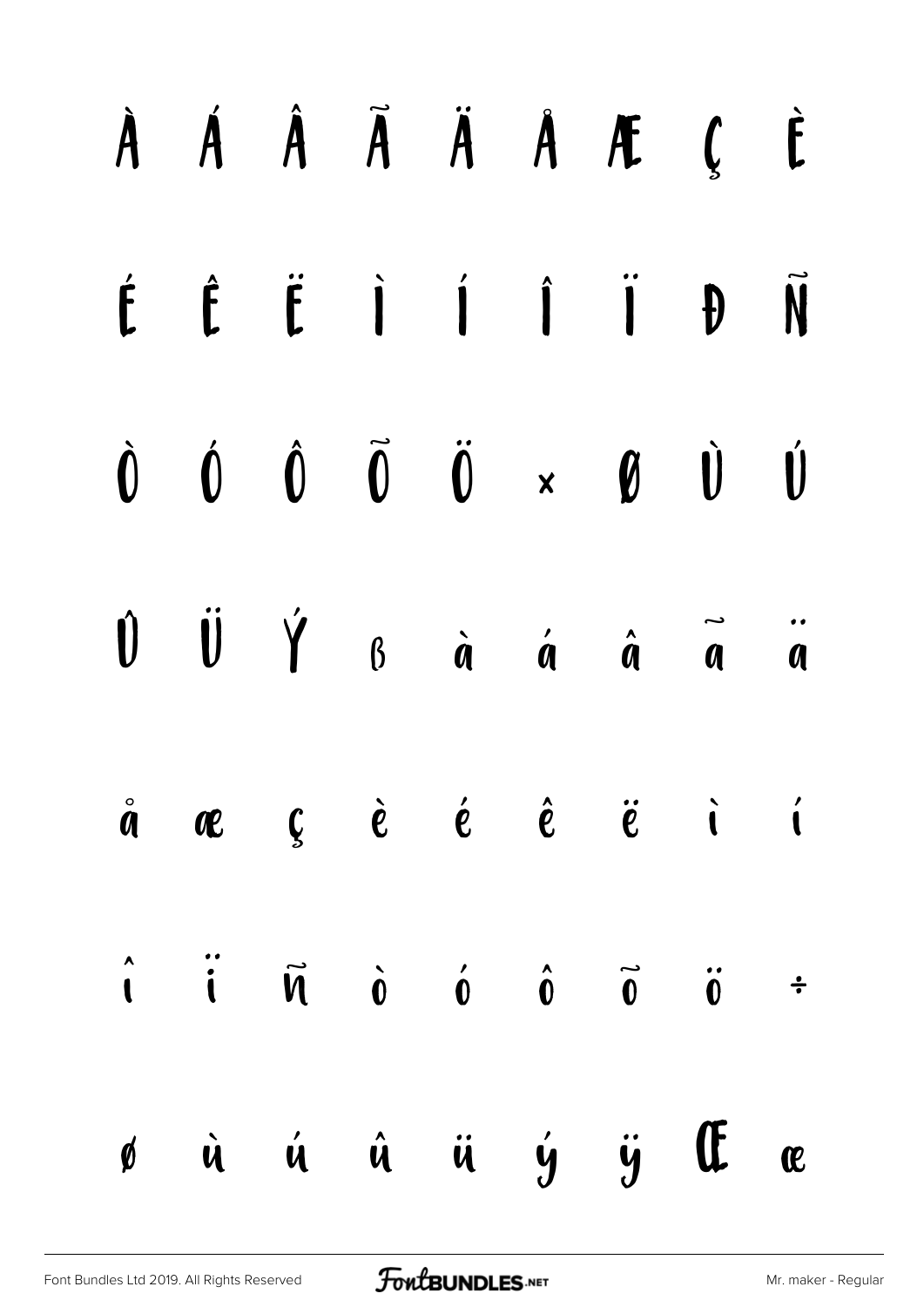À Á Â Ã Ä Å Æ Ç È

É Ê Ë Ì Í Î Ï Đ Ñ

Ò Ó Ô Õ Ö × Ø Ù Ú

Û Ü Ý ß à á â ã ä

å æ ç è é ê ë ì í

î ï ñ ò ó ô õ ö ÷

ø ù ú û ü ý ÿ Œ œ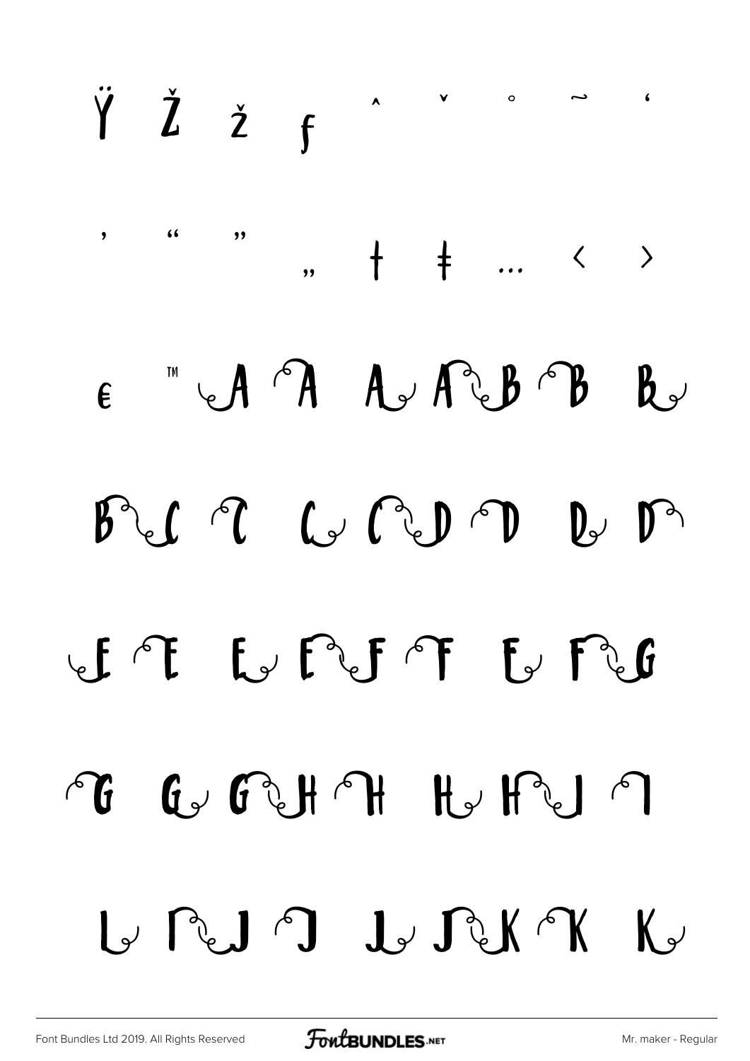Ÿ Ž ž ƒ ˆ ˇ ˚ ˜ ‘

’ “ ” „ † ‡ … ‹ ›

€ ™ A A A A B B B

B C C C C D D D D

E E E E F F F F G

G G G H H H H I I

I I J J J J K K K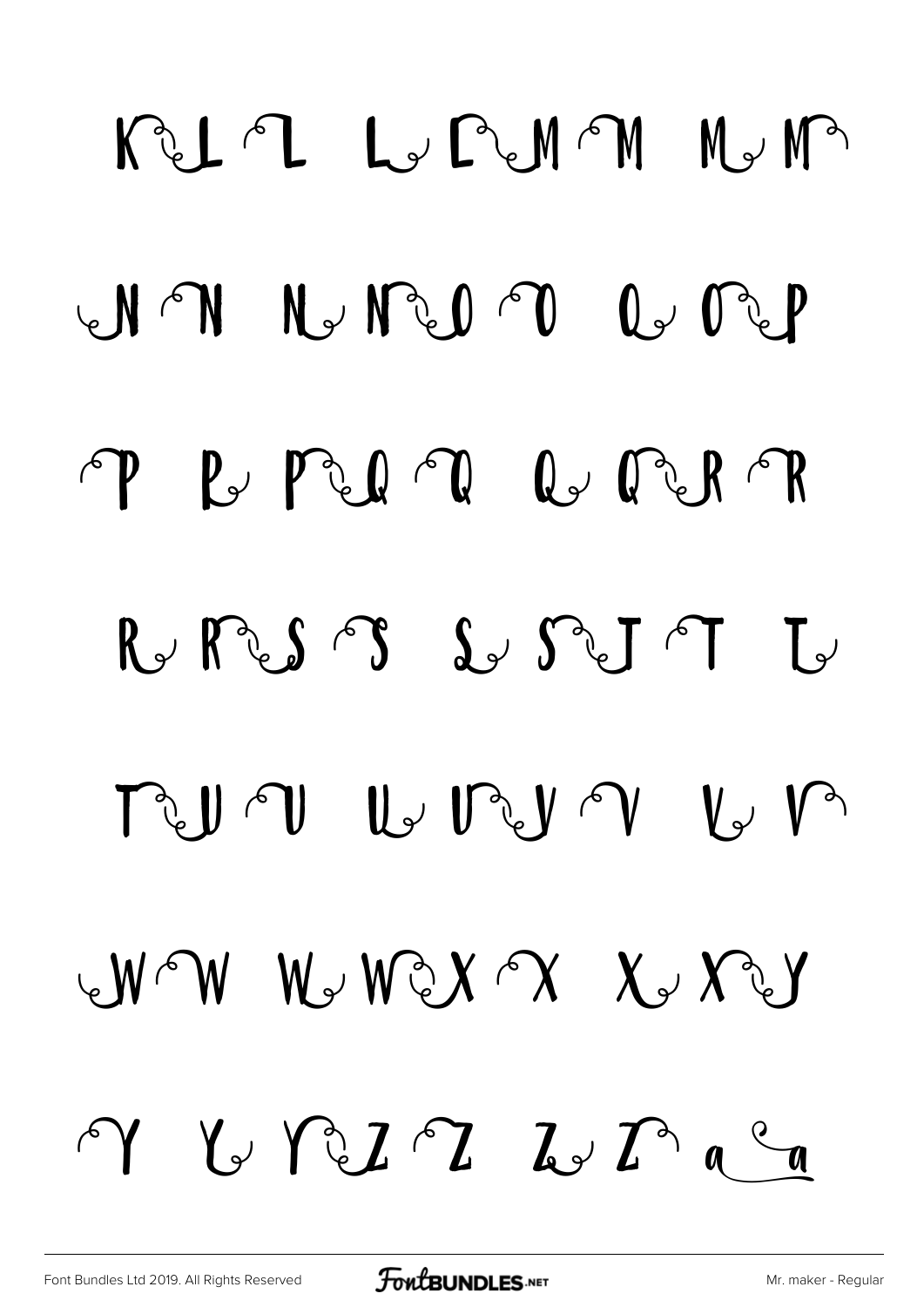K L L L L M M M M

N N N N O O O O P

P P P Q Q Q Q R R

R R S S S S T T T

T U U U U V V V V

W W W W X X X X Y

Y Y Y Z Z Z Z a a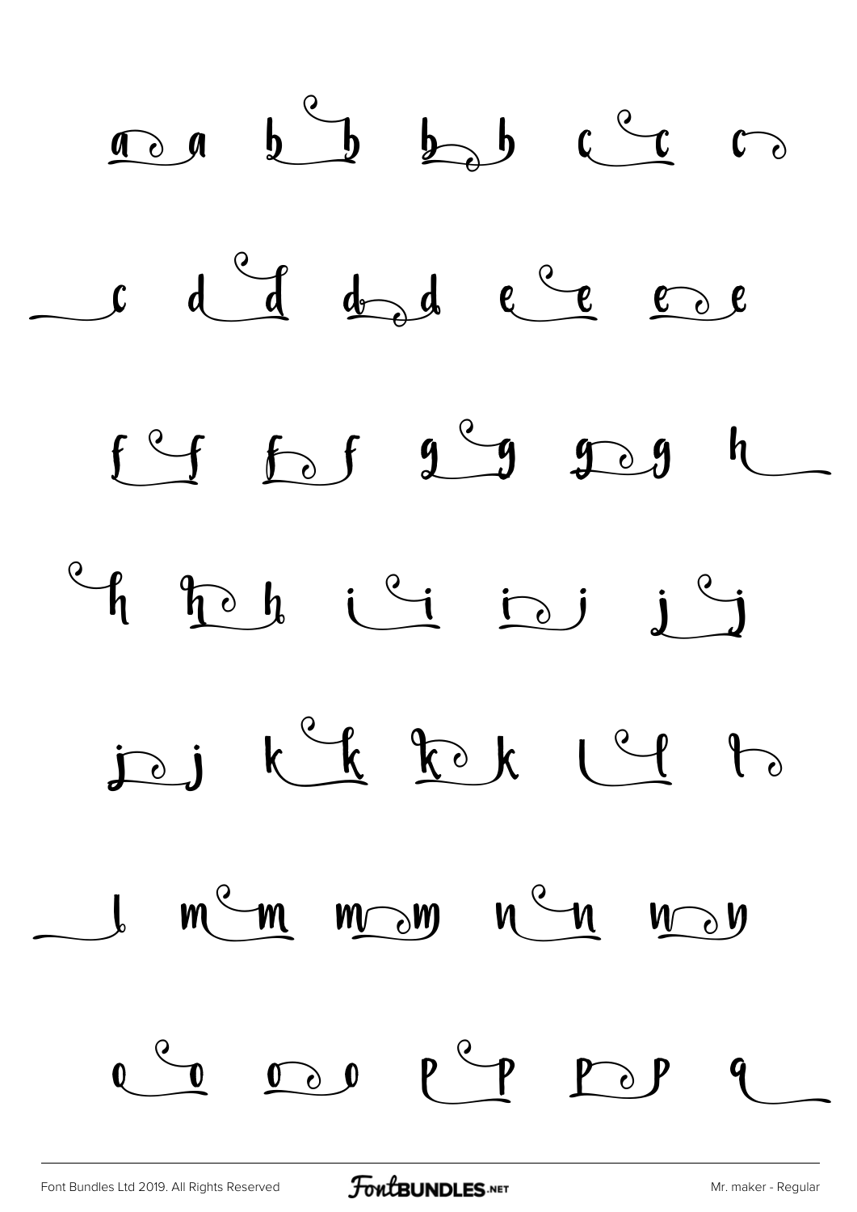a a b b b b c c c

c d d d d e e e e

f f f f g g g g h

h h h i i i i j j

j j k k k k l l l

l m m m m n n n n

o o o o p p p p q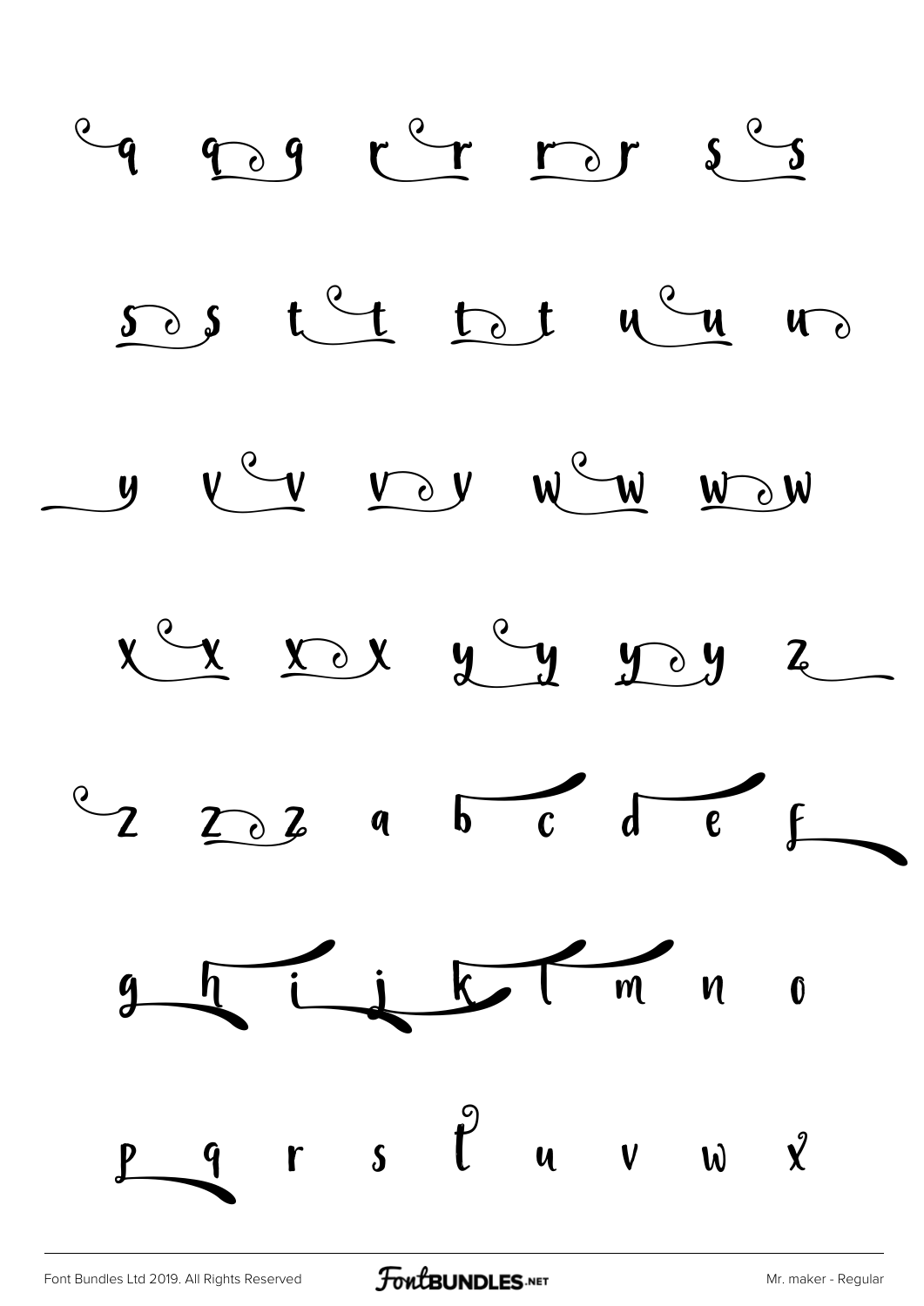q q q r r r r s s

s s t t t t u u u

y v v v v w w w w

x x x x y y y y z

z z z a b c d e f

g h i j k l m n o

p q r s t u v w x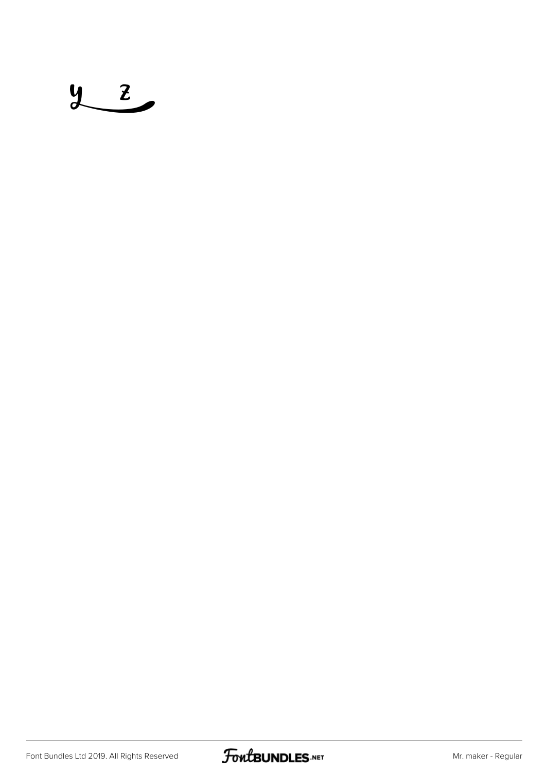y z